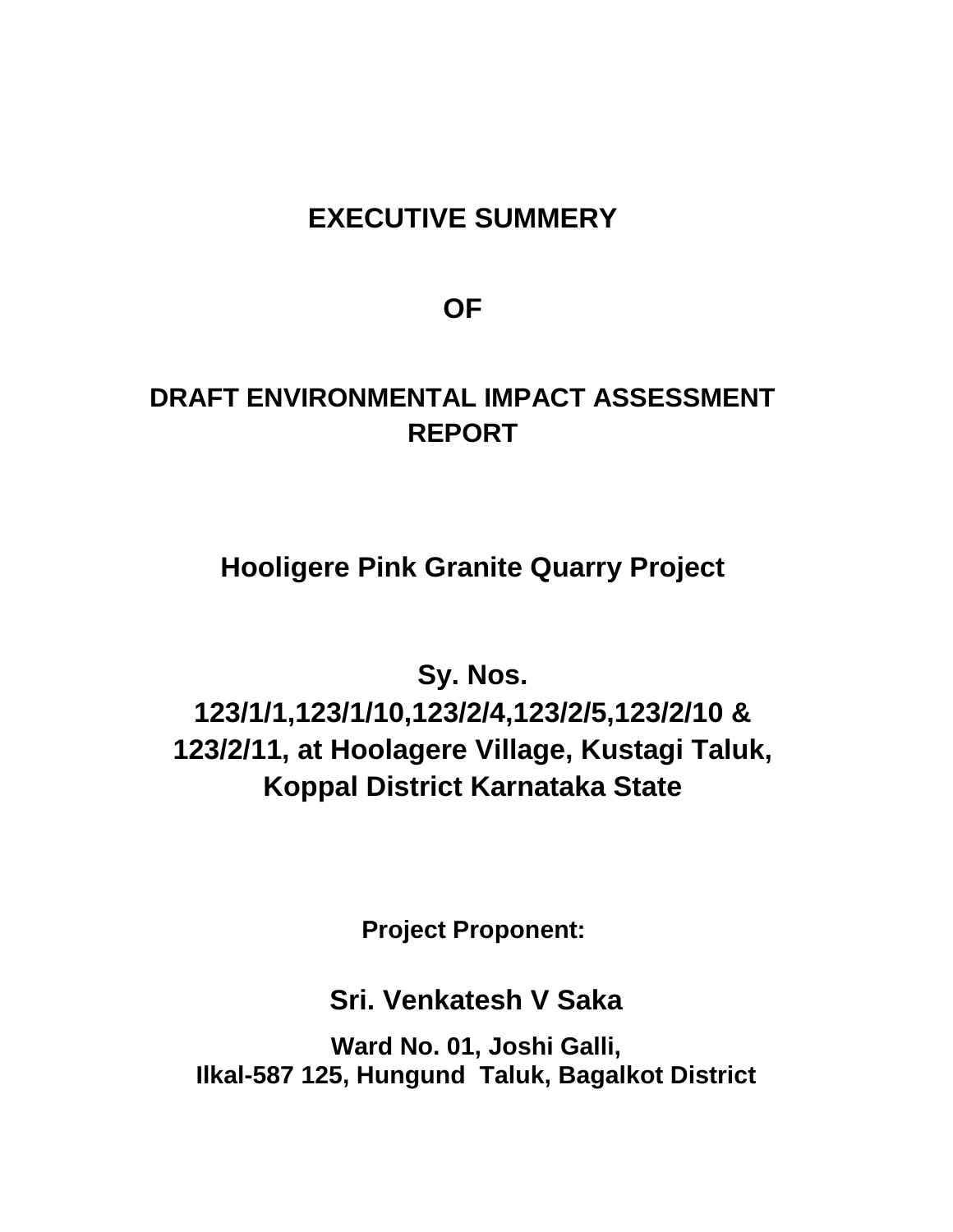# EXECUTIVE SUMMERY

# OF

# DRAFT ENVIRONMENTAL IMPACT ASSESSMENT REPORT

## Hooligere Pink Granite Quarry Project

## Sy. Nos. 123/1/1,123/1/10,123/2/4,123/2/5,123/2/10 & 123/2/11, at Hoolagere Village, Kustagi Taluk, Koppal District Karnataka State

**Project Proponent:**

**Sri. Venkatesh V Saka**

**Ward No. 01, Joshi Galli,**
**Ilkal-587 125, Hungund Taluk, Bagalkot District**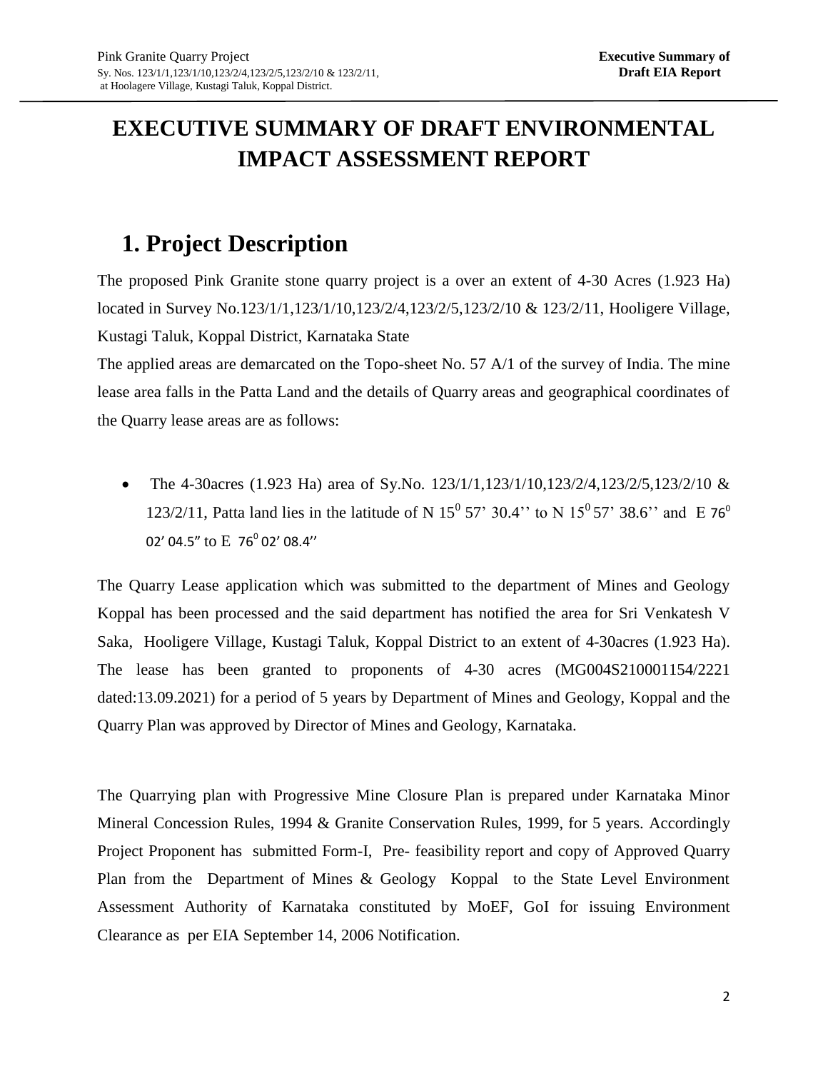# EXECUTIVE SUMMARY OF DRAFT ENVIRONMENTAL IMPACT ASSESSMENT REPORT

## 1. Project Description

The proposed Pink Granite stone quarry project is a over an extent of 4-30 Acres (1.923 Ha) located in Survey No.123/1/1,123/1/10,123/2/4,123/2/5,123/2/10 & 123/2/11, Hooligere Village, Kustagi Taluk, Koppal District, Karnataka State

The applied areas are demarcated on the Topo-sheet No. 57 A/1 of the survey of India. The mine lease area falls in the Patta Land and the details of Quarry areas and geographical coordinates of the Quarry lease areas are as follows:

- The 4-30acres (1.923 Ha) area of Sy.No. 123/1/1,123/1/10,123/2/4,123/2/5,123/2/10 & 123/2/11, Patta land lies in the latitude of N $15^0$ 57' 30.4'' to N $15^0$ 57' 38.6'' and E $76^0$ 02' 04.5" to E $76^0$ 02' 08.4''

The Quarry Lease application which was submitted to the department of Mines and Geology Koppal has been processed and the said department has notified the area for Sri Venkatesh V Saka, Hooligere Village, Kustagi Taluk, Koppal District to an extent of 4-30acres (1.923 Ha). The lease has been granted to proponents of 4-30 acres (MG004S210001154/2221 dated:13.09.2021) for a period of 5 years by Department of Mines and Geology, Koppal and the Quarry Plan was approved by Director of Mines and Geology, Karnataka.

The Quarrying plan with Progressive Mine Closure Plan is prepared under Karnataka Minor Mineral Concession Rules, 1994 & Granite Conservation Rules, 1999, for 5 years. Accordingly Project Proponent has submitted Form-I, Pre- feasibility report and copy of Approved Quarry Plan from the Department of Mines & Geology Koppal to the State Level Environment Assessment Authority of Karnataka constituted by MoEF, GoI for issuing Environment Clearance as per EIA September 14, 2006 Notification.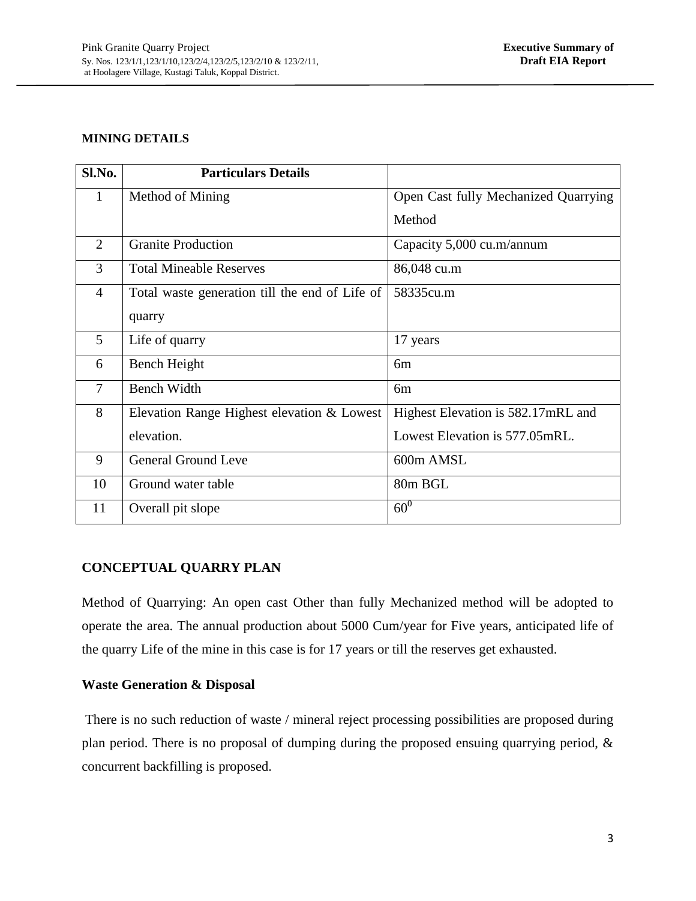**MINING DETAILS**

| Sl.No. | Particulars Details | |
|---|---|---|
| 1 | Method of Mining | Open Cast fully Mechanized Quarrying Method |
| 2 | Granite Production | Capacity 5,000 cu.m/annum |
| 3 | Total Mineable Reserves | 86,048 cu.m |
| 4 | Total waste generation till the end of Life of quarry | 58335cu.m |
| 5 | Life of quarry | 17 years |
| 6 | Bench Height | 6m |
| 7 | Bench Width | 6m |
| 8 | Elevation Range Highest elevation & Lowest elevation. | Highest Elevation is 582.17mRL and Lowest Elevation is 577.05mRL. |
| 9 | General Ground Leve | 600m AMSL |
| 10 | Ground water table | 80m BGL |
| 11 | Overall pit slope | $60^0$ |

**CONCEPTUAL QUARRY PLAN**

Method of Quarrying: An open cast Other than fully Mechanized method will be adopted to operate the area. The annual production about 5000 Cum/year for Five years, anticipated life of the quarry Life of the mine in this case is for 17 years or till the reserves get exhausted.

**Waste Generation & Disposal**

There is no such reduction of waste / mineral reject processing possibilities are proposed during plan period. There is no proposal of dumping during the proposed ensuing quarrying period, & concurrent backfilling is proposed.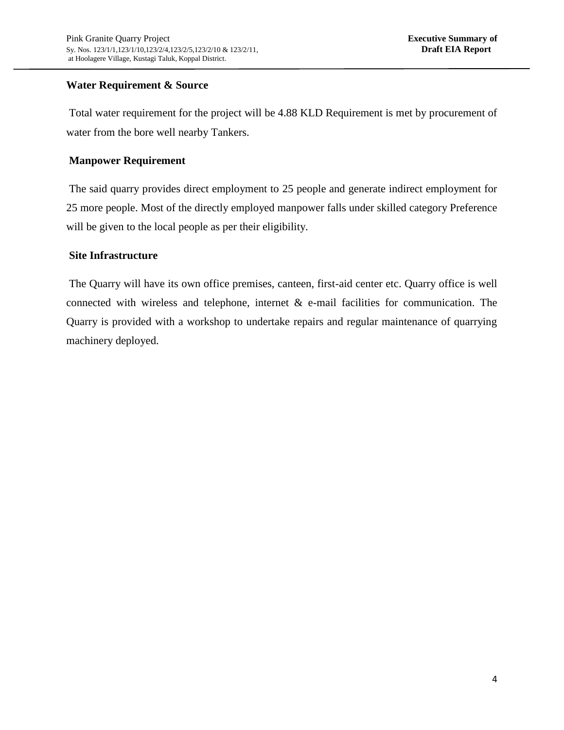### Water Requirement & Source

Total water requirement for the project will be 4.88 KLD Requirement is met by procurement of water from the bore well nearby Tankers.

### Manpower Requirement

The said quarry provides direct employment to 25 people and generate indirect employment for 25 more people. Most of the directly employed manpower falls under skilled category Preference will be given to the local people as per their eligibility.

### Site Infrastructure

The Quarry will have its own office premises, canteen, first-aid center etc. Quarry office is well connected with wireless and telephone, internet & e-mail facilities for communication. The Quarry is provided with a workshop to undertake repairs and regular maintenance of quarrying machinery deployed.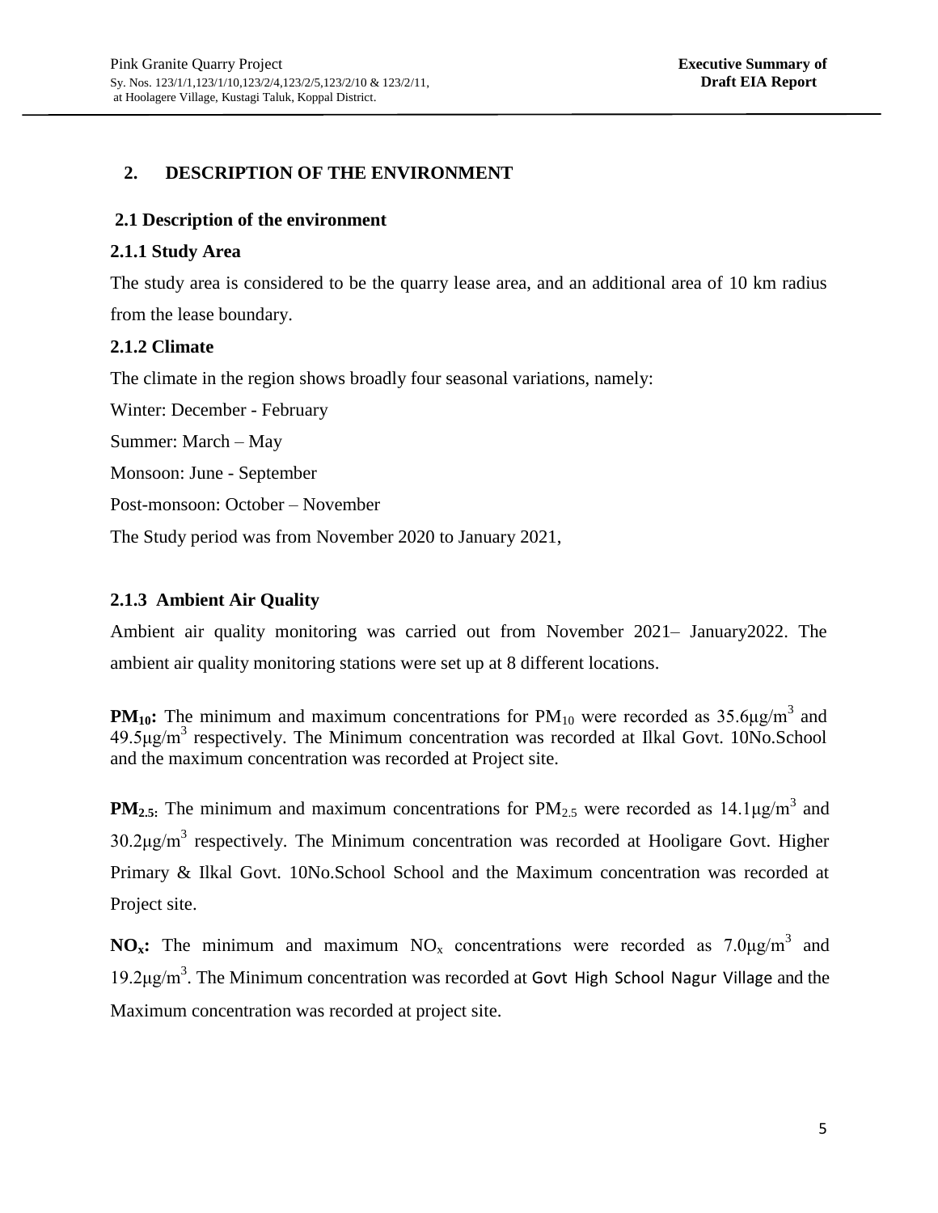## 2. DESCRIPTION OF THE ENVIRONMENT

### 2.1 Description of the environment

#### 2.1.1 Study Area

The study area is considered to be the quarry lease area, and an additional area of 10 km radius from the lease boundary.

#### 2.1.2 Climate

The climate in the region shows broadly four seasonal variations, namely:

Winter: December - February

Summer: March – May

Monsoon: June - September

Post-monsoon: October – November

The Study period was from November 2020 to January 2021,

#### 2.1.3 Ambient Air Quality

Ambient air quality monitoring was carried out from November 2021– January2022. The ambient air quality monitoring stations were set up at 8 different locations.

**$PM_{10}$:** The minimum and maximum concentrations for $PM_{10}$ were recorded as 35.6µg/$m^3$ and 49.5µg/$m^3$ respectively. The Minimum concentration was recorded at Ilkal Govt. 10No.School and the maximum concentration was recorded at Project site.

**$PM_{2.5}$:** The minimum and maximum concentrations for $PM_{2.5}$ were recorded as 14.1µg/$m^3$ and 30.2µg/$m^3$ respectively. The Minimum concentration was recorded at Hooligare Govt. Higher Primary & Ilkal Govt. 10No.School School and the Maximum concentration was recorded at Project site.

**$NO_x$:** The minimum and maximum $NO_x$ concentrations were recorded as 7.0µg/$m^3$ and 19.2µg/$m^3$. The Minimum concentration was recorded at Govt High School Nagur Village and the Maximum concentration was recorded at project site.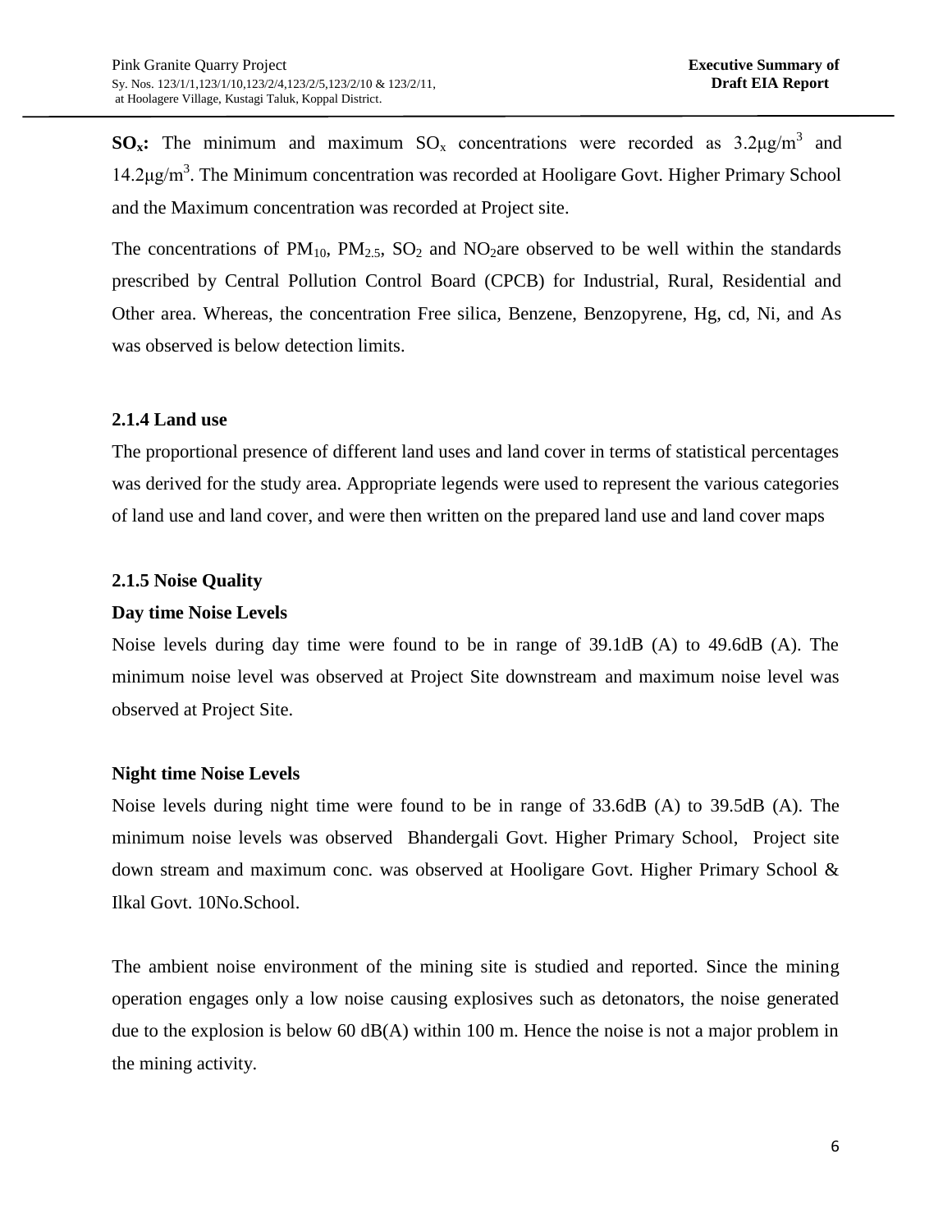**$SO_x$:** The minimum and maximum $SO_x$ concentrations were recorded as 3.2µg/$m^3$ and 14.2µg/$m^3$. The Minimum concentration was recorded at Hooligare Govt. Higher Primary School and the Maximum concentration was recorded at Project site.

The concentrations of $PM_{10}$, $PM_{2.5}$, $SO_2$ and $NO_2$are observed to be well within the standards prescribed by Central Pollution Control Board (CPCB) for Industrial, Rural, Residential and Other area. Whereas, the concentration Free silica, Benzene, Benzopyrene, Hg, cd, Ni, and As was observed is below detection limits.

### 2.1.4 Land use

The proportional presence of different land uses and land cover in terms of statistical percentages was derived for the study area. Appropriate legends were used to represent the various categories of land use and land cover, and were then written on the prepared land use and land cover maps

### 2.1.5 Noise Quality

**Day time Noise Levels**

Noise levels during day time were found to be in range of 39.1dB (A) to 49.6dB (A). The minimum noise level was observed at Project Site downstream and maximum noise level was observed at Project Site.

**Night time Noise Levels**

Noise levels during night time were found to be in range of 33.6dB (A) to 39.5dB (A). The minimum noise levels was observed Bhandergali Govt. Higher Primary School, Project site down stream and maximum conc. was observed at Hooligare Govt. Higher Primary School & Ilkal Govt. 10No.School.

The ambient noise environment of the mining site is studied and reported. Since the mining operation engages only a low noise causing explosives such as detonators, the noise generated due to the explosion is below 60 dB(A) within 100 m. Hence the noise is not a major problem in the mining activity.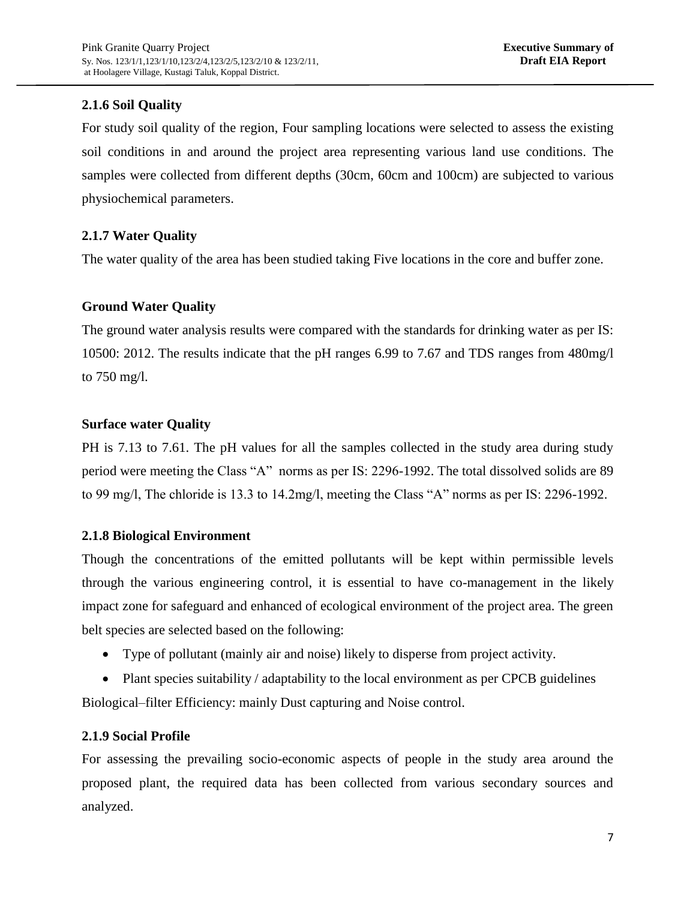### 2.1.6 Soil Quality

For study soil quality of the region, Four sampling locations were selected to assess the existing soil conditions in and around the project area representing various land use conditions. The samples were collected from different depths (30cm, 60cm and 100cm) are subjected to various physiochemical parameters.

### 2.1.7 Water Quality

The water quality of the area has been studied taking Five locations in the core and buffer zone.

**Ground Water Quality**

The ground water analysis results were compared with the standards for drinking water as per IS: 10500: 2012. The results indicate that the pH ranges 6.99 to 7.67 and TDS ranges from 480mg/l to 750 mg/l.

**Surface water Quality**

PH is 7.13 to 7.61. The pH values for all the samples collected in the study area during study period were meeting the Class "A" norms as per IS: 2296-1992. The total dissolved solids are 89 to 99 mg/l, The chloride is 13.3 to 14.2mg/l, meeting the Class "A" norms as per IS: 2296-1992.

### 2.1.8 Biological Environment

Though the concentrations of the emitted pollutants will be kept within permissible levels through the various engineering control, it is essential to have co-management in the likely impact zone for safeguard and enhanced of ecological environment of the project area. The green belt species are selected based on the following:

- Type of pollutant (mainly air and noise) likely to disperse from project activity.
- Plant species suitability / adaptability to the local environment as per CPCB guidelines

Biological–filter Efficiency: mainly Dust capturing and Noise control.

### 2.1.9 Social Profile

For assessing the prevailing socio-economic aspects of people in the study area around the proposed plant, the required data has been collected from various secondary sources and analyzed.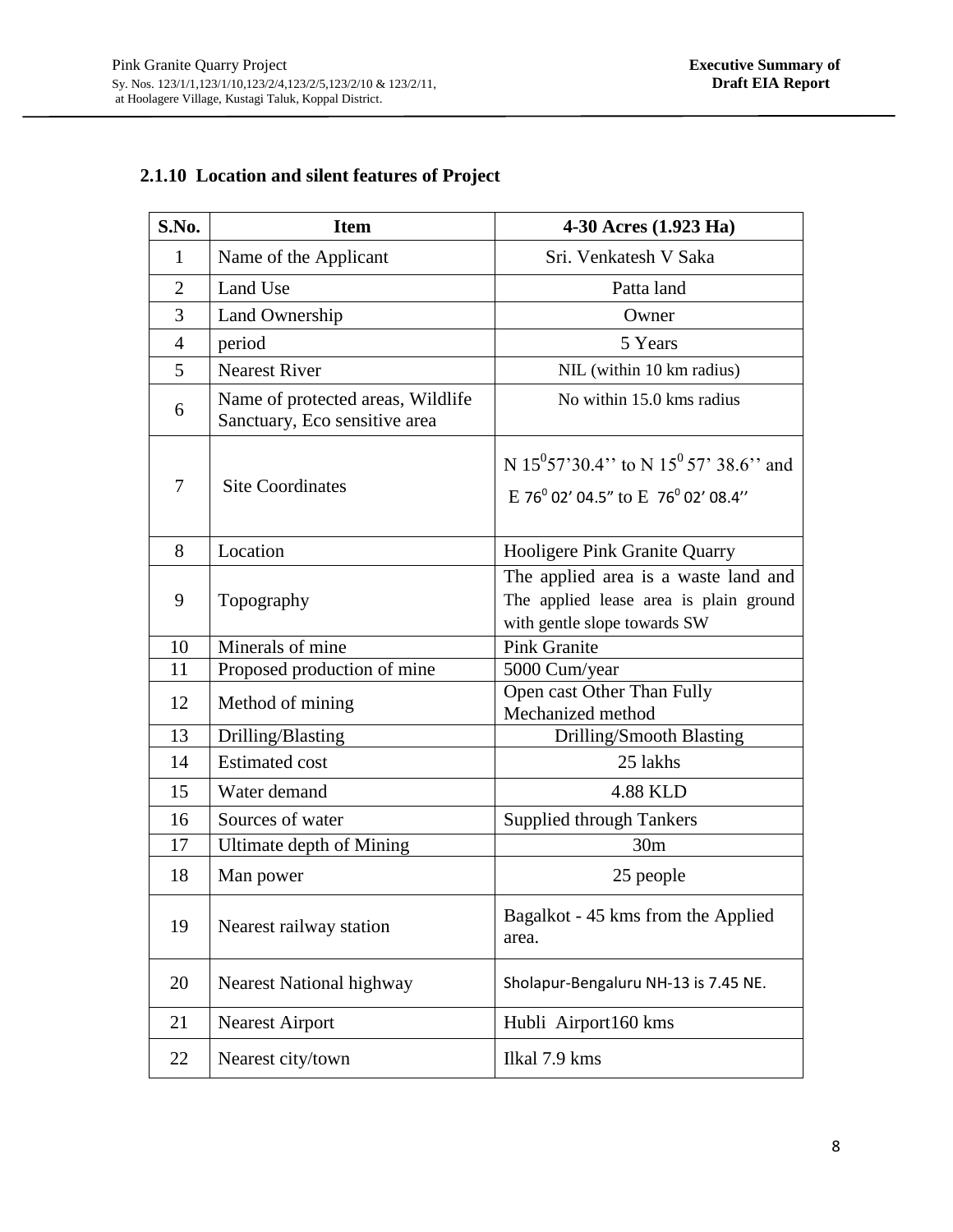### 2.1.10 Location and silent features of Project

| S.No. | Item | 4-30 Acres (1.923 Ha) |
|---|---|---|
| 1 | Name of the Applicant | Sri. Venkatesh V Saka |
| 2 | Land Use | Patta land |
| 3 | Land Ownership | Owner |
| 4 | period | 5 Years |
| 5 | Nearest River | NIL (within 10 km radius) |
| 6 | Name of protected areas, Wildlife Sanctuary, Eco sensitive area | No within 15.0 kms radius |
| 7 | Site Coordinates | N $15^0$57'30.4'' to N $15^0$ 57' 38.6'' and E $76^0$ 02' 04.5" to E $76^0$ 02' 08.4" |
| 8 | Location | Hooligere Pink Granite Quarry |
| 9 | Topography | The applied area is a waste land and The applied lease area is plain ground with gentle slope towards SW |
| 10 | Minerals of mine | Pink Granite |
| 11 | Proposed production of mine | 5000 Cum/year |
| 12 | Method of mining | Open cast Other Than Fully Mechanized method |
| 13 | Drilling/Blasting | Drilling/Smooth Blasting |
| 14 | Estimated cost | 25 lakhs |
| 15 | Water demand | 4.88 KLD |
| 16 | Sources of water | Supplied through Tankers |
| 17 | Ultimate depth of Mining | 30m |
| 18 | Man power | 25 people |
| 19 | Nearest railway station | Bagalkot - 45 kms from the Applied area. |
| 20 | Nearest National highway | Sholapur-Bengaluru NH-13 is 7.45 NE. |
| 21 | Nearest Airport | Hubli Airport160 kms |
| 22 | Nearest city/town | Ilkal 7.9 kms |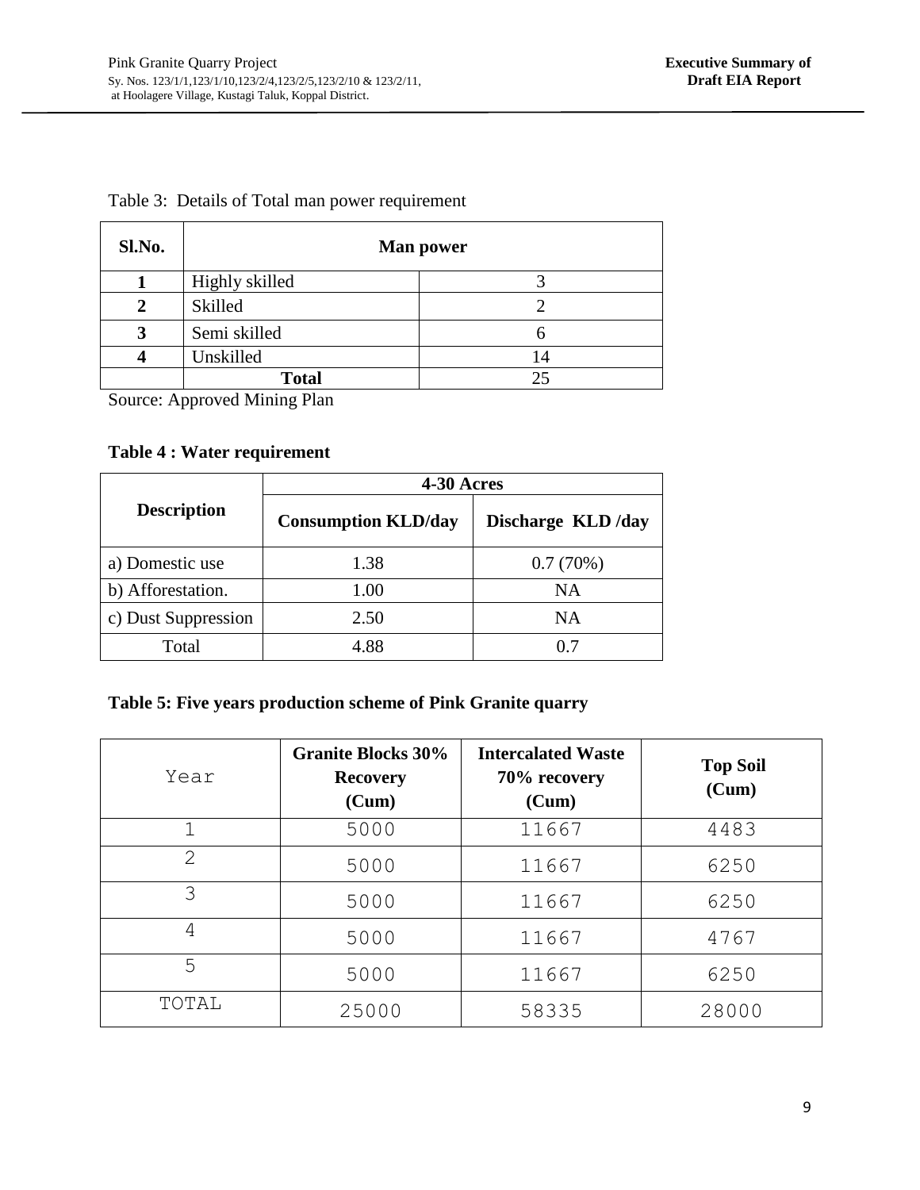Table 3: Details of Total man power requirement

| Sl.No. | Man power | |
|---|---|---|
| 1 | Highly skilled | 3 |
| 2 | Skilled | 2 |
| 3 | Semi skilled | 6 |
| 4 | Unskilled | 14 |
| | **Total** | 25 |

Source: Approved Mining Plan

**Table 4 : Water requirement**

| Description | 4-30 Acres | |
|---|---|---|
| | Consumption KLD/day | Discharge KLD /day |
| a) Domestic use | 1.38 | 0.7 (70%) |
| b) Afforestation. | 1.00 | NA |
| c) Dust Suppression | 2.50 | NA |
| Total | 4.88 | 0.7 |

**Table 5: Five years production scheme of Pink Granite quarry**

| Year | Granite Blocks 30% Recovery (Cum) | Intercalated Waste 70% recovery (Cum) | Top Soil (Cum) |
|---|---|---|---|
| 1 | 5000 | 11667 | 4483 |
| 2 | 5000 | 11667 | 6250 |
| 3 | 5000 | 11667 | 6250 |
| 4 | 5000 | 11667 | 4767 |
| 5 | 5000 | 11667 | 6250 |
| TOTAL | 25000 | 58335 | 28000 |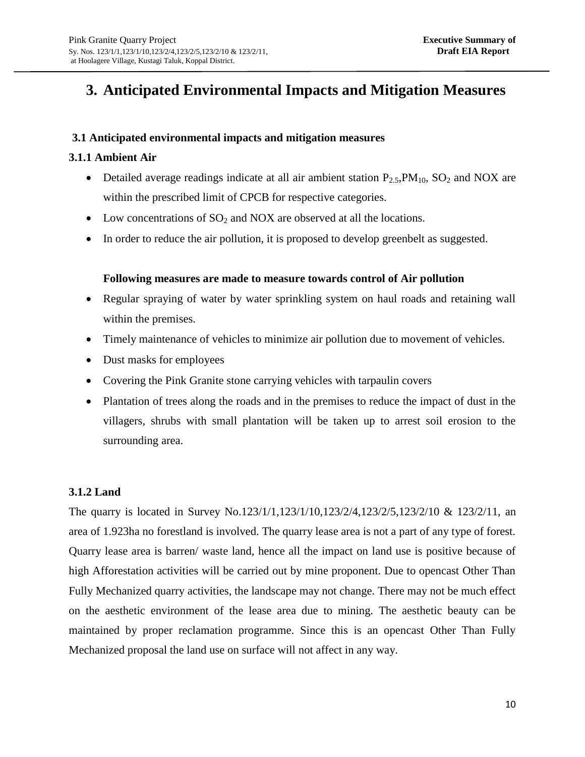# 3. Anticipated Environmental Impacts and Mitigation Measures

### 3.1 Anticipated environmental impacts and mitigation measures

#### 3.1.1 Ambient Air

- Detailed average readings indicate at all air ambient station $P_{2.5}$,$PM_{10}$, $SO_2$ and NOX are within the prescribed limit of CPCB for respective categories.
- Low concentrations of $SO_2$ and NOX are observed at all the locations.
- In order to reduce the air pollution, it is proposed to develop greenbelt as suggested.

**Following measures are made to measure towards control of Air pollution**

- Regular spraying of water by water sprinkling system on haul roads and retaining wall within the premises.
- Timely maintenance of vehicles to minimize air pollution due to movement of vehicles.
- Dust masks for employees
- Covering the Pink Granite stone carrying vehicles with tarpaulin covers
- Plantation of trees along the roads and in the premises to reduce the impact of dust in the villagers, shrubs with small plantation will be taken up to arrest soil erosion to the surrounding area.

#### 3.1.2 Land

The quarry is located in Survey No.123/1/1,123/1/10,123/2/4,123/2/5,123/2/10 & 123/2/11, an area of 1.923ha no forestland is involved. The quarry lease area is not a part of any type of forest. Quarry lease area is barren/ waste land, hence all the impact on land use is positive because of high Afforestation activities will be carried out by mine proponent. Due to opencast Other Than Fully Mechanized quarry activities, the landscape may not change. There may not be much effect on the aesthetic environment of the lease area due to mining. The aesthetic beauty can be maintained by proper reclamation programme. Since this is an opencast Other Than Fully Mechanized proposal the land use on surface will not affect in any way.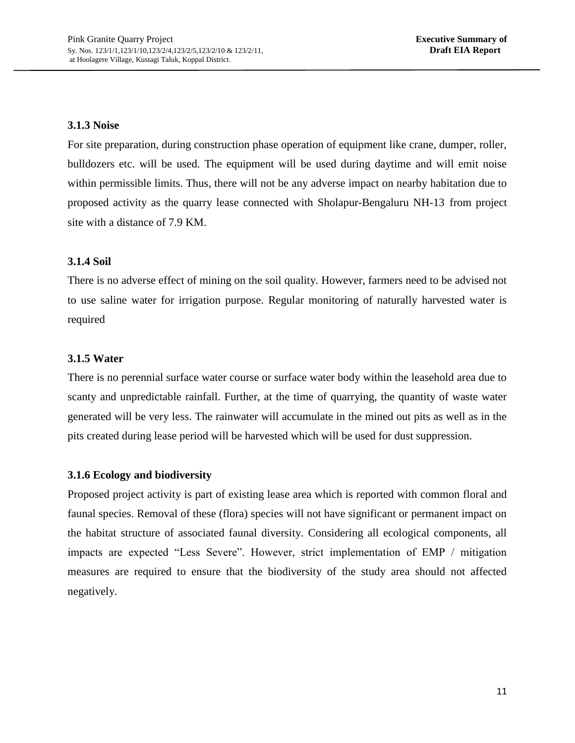### 3.1.3 Noise

For site preparation, during construction phase operation of equipment like crane, dumper, roller, bulldozers etc. will be used. The equipment will be used during daytime and will emit noise within permissible limits. Thus, there will not be any adverse impact on nearby habitation due to proposed activity as the quarry lease connected with Sholapur-Bengaluru NH-13 from project site with a distance of 7.9 KM.

### 3.1.4 Soil

There is no adverse effect of mining on the soil quality. However, farmers need to be advised not to use saline water for irrigation purpose. Regular monitoring of naturally harvested water is required

### 3.1.5 Water

There is no perennial surface water course or surface water body within the leasehold area due to scanty and unpredictable rainfall. Further, at the time of quarrying, the quantity of waste water generated will be very less. The rainwater will accumulate in the mined out pits as well as in the pits created during lease period will be harvested which will be used for dust suppression.

### 3.1.6 Ecology and biodiversity

Proposed project activity is part of existing lease area which is reported with common floral and faunal species. Removal of these (flora) species will not have significant or permanent impact on the habitat structure of associated faunal diversity. Considering all ecological components, all impacts are expected "Less Severe". However, strict implementation of EMP / mitigation measures are required to ensure that the biodiversity of the study area should not affected negatively.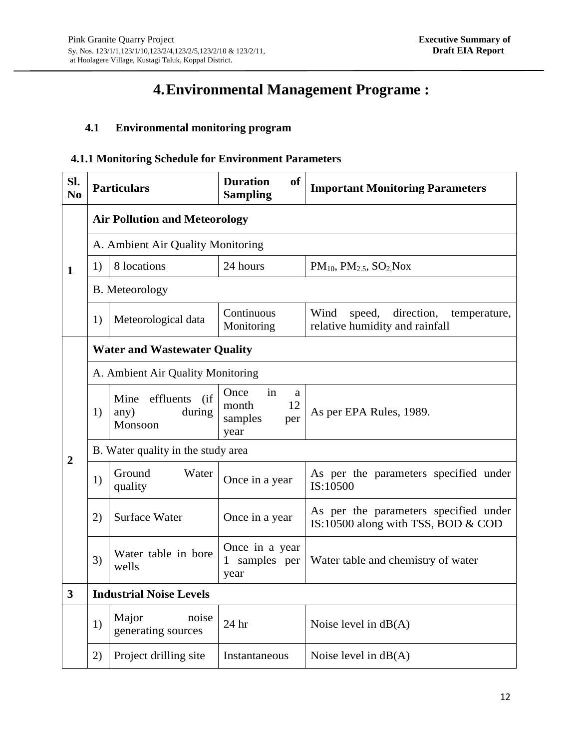# 4. Environmental Management Programe :

## 4.1 Environmental monitoring program

### 4.1.1 Monitoring Schedule for Environment Parameters

| Sl. No | Particulars | | Duration of Sampling | Important Monitoring Parameters |
|---|---|---|---|---|
| 1 | **Air Pollution and Meteorology** | | | |
| | A. Ambient Air Quality Monitoring | | | |
| | 1) | 8 locations | 24 hours | $PM_{10}$, $PM_{2.5}$, $SO_2$,Nox |
| | B. Meteorology | | | |
| | 1) | Meteorological data | Continuous Monitoring | Wind speed, direction, temperature, relative humidity and rainfall |
| 2 | **Water and Wastewater Quality** | | | |
| | A. Ambient Air Quality Monitoring | | | |
| | 1) | Mine effluents (if any) during Monsoon | Once in a month 12 samples per year | As per EPA Rules, 1989. |
| | B. Water quality in the study area | | | |
| | 1) | Ground Water quality | Once in a year | As per the parameters specified under IS:10500 |
| | 2) | Surface Water | Once in a year | As per the parameters specified under IS:10500 along with TSS, BOD & COD |
| | 3) | Water table in bore wells | Once in a year 1 samples per year | Water table and chemistry of water |
| 3 | **Industrial Noise Levels** | | | |
| | 1) | Major noise generating sources | 24 hr | Noise level in dB(A) |
| | 2) | Project drilling site | Instantaneous | Noise level in dB(A) |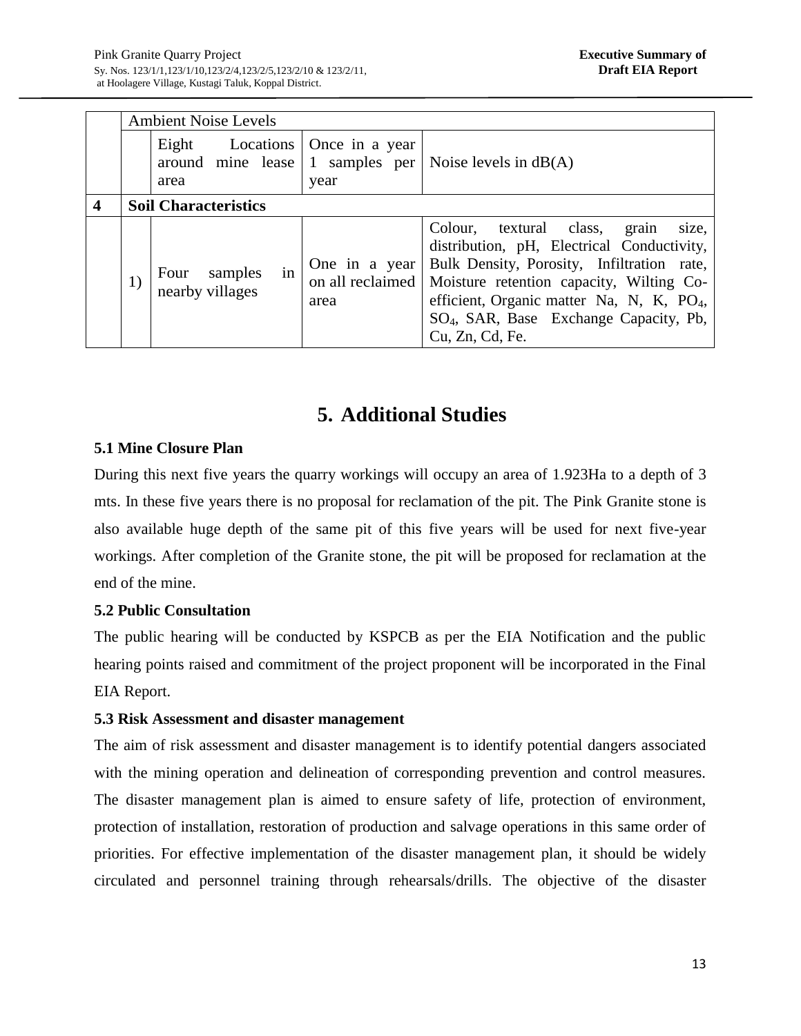| | | | | |
|---|---|---|---|---|
| | Ambient Noise Levels | | | |
| | | Eight Locations around mine lease area | Once in a year 1 samples per year | Noise levels in dB(A) |
| **4** | **Soil Characteristics** | | | |
| | 1) | Four samples in nearby villages | One in a year on all reclaimed area | Colour, textural class, grain size, distribution, pH, Electrical Conductivity, Bulk Density, Porosity, Infiltration rate, Moisture retention capacity, Wilting Co-efficient, Organic matter Na, N, K, $PO_4$, $SO_4$, SAR, Base Exchange Capacity, Pb, Cu, Zn, Cd, Fe. |

# 5. Additional Studies

### 5.1 Mine Closure Plan

During this next five years the quarry workings will occupy an area of 1.923Ha to a depth of 3 mts. In these five years there is no proposal for reclamation of the pit. The Pink Granite stone is also available huge depth of the same pit of this five years will be used for next five-year workings. After completion of the Granite stone, the pit will be proposed for reclamation at the end of the mine.

### 5.2 Public Consultation

The public hearing will be conducted by KSPCB as per the EIA Notification and the public hearing points raised and commitment of the project proponent will be incorporated in the Final EIA Report.

### 5.3 Risk Assessment and disaster management

The aim of risk assessment and disaster management is to identify potential dangers associated with the mining operation and delineation of corresponding prevention and control measures. The disaster management plan is aimed to ensure safety of life, protection of environment, protection of installation, restoration of production and salvage operations in this same order of priorities. For effective implementation of the disaster management plan, it should be widely circulated and personnel training through rehearsals/drills. The objective of the disaster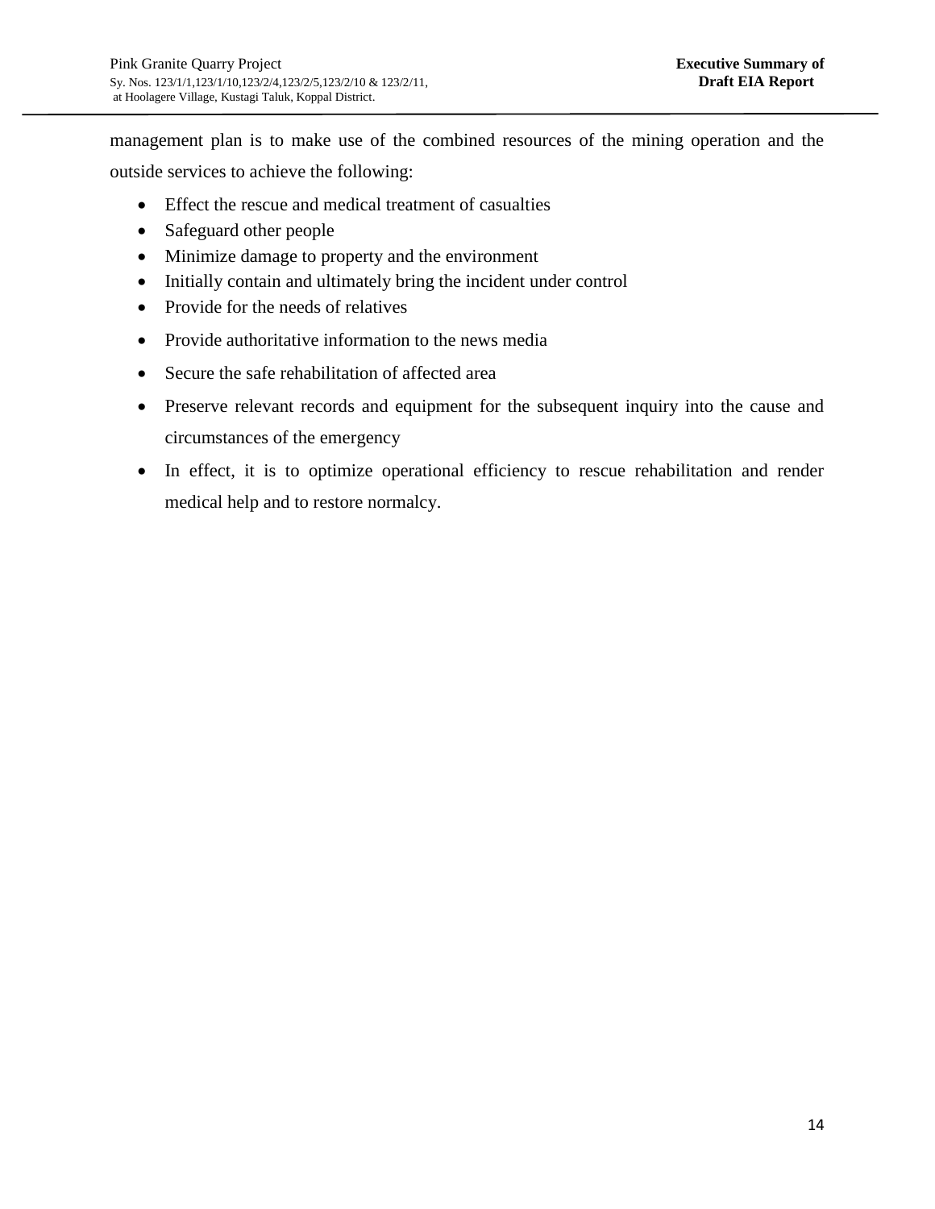management plan is to make use of the combined resources of the mining operation and the outside services to achieve the following:

- Effect the rescue and medical treatment of casualties
- Safeguard other people
- Minimize damage to property and the environment
- Initially contain and ultimately bring the incident under control
- Provide for the needs of relatives
- Provide authoritative information to the news media
- Secure the safe rehabilitation of affected area
- Preserve relevant records and equipment for the subsequent inquiry into the cause and circumstances of the emergency
- In effect, it is to optimize operational efficiency to rescue rehabilitation and render medical help and to restore normalcy.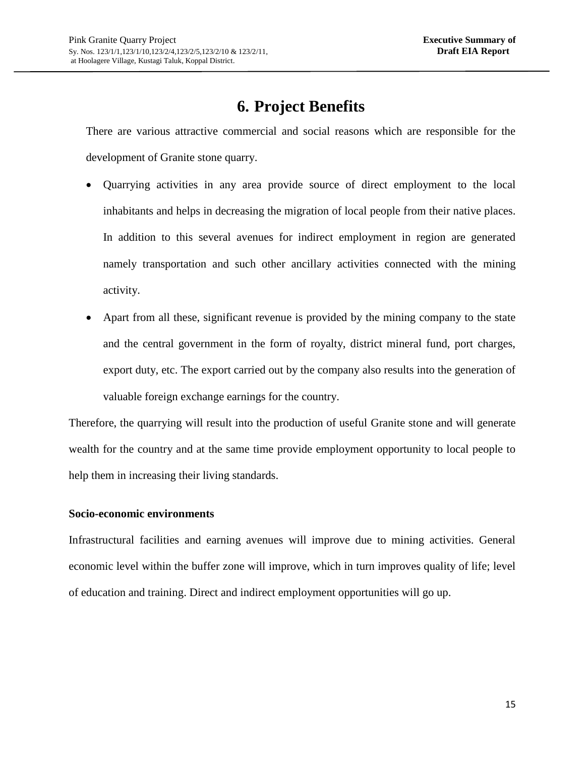# 6. Project Benefits

There are various attractive commercial and social reasons which are responsible for the development of Granite stone quarry.

- Quarrying activities in any area provide source of direct employment to the local inhabitants and helps in decreasing the migration of local people from their native places. In addition to this several avenues for indirect employment in region are generated namely transportation and such other ancillary activities connected with the mining activity.
- Apart from all these, significant revenue is provided by the mining company to the state and the central government in the form of royalty, district mineral fund, port charges, export duty, etc. The export carried out by the company also results into the generation of valuable foreign exchange earnings for the country.

Therefore, the quarrying will result into the production of useful Granite stone and will generate wealth for the country and at the same time provide employment opportunity to local people to help them in increasing their living standards.

**Socio-economic environments**

Infrastructural facilities and earning avenues will improve due to mining activities. General economic level within the buffer zone will improve, which in turn improves quality of life; level of education and training. Direct and indirect employment opportunities will go up.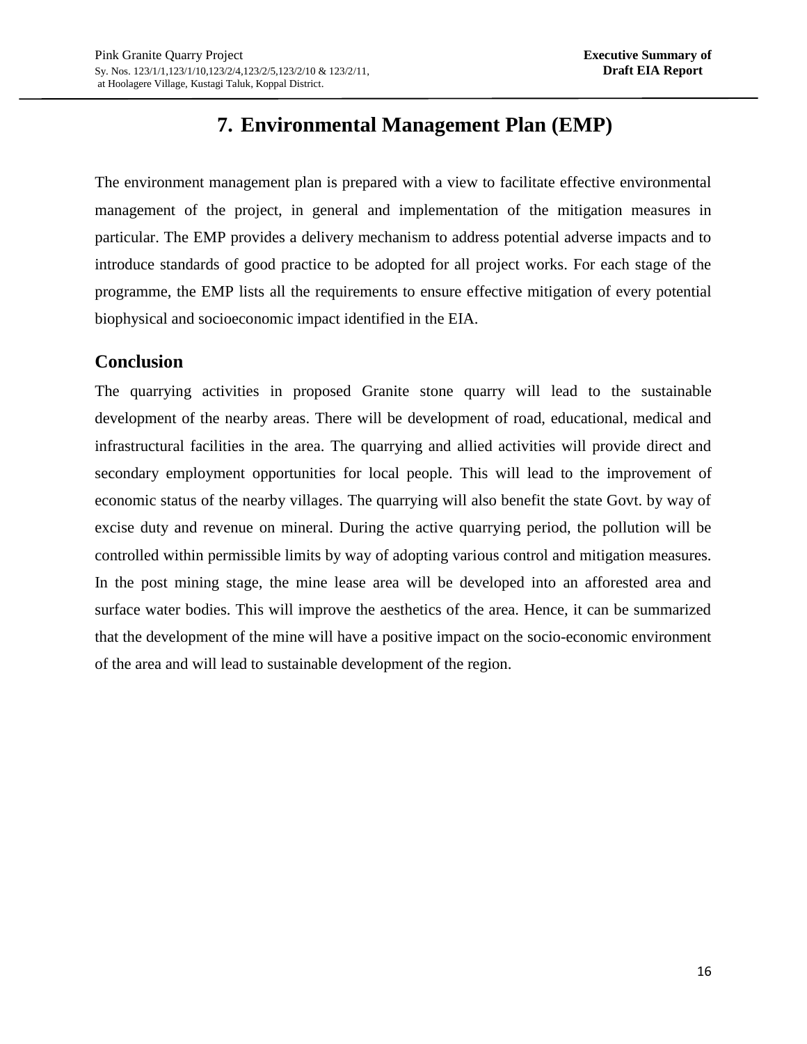# 7. Environmental Management Plan (EMP)

The environment management plan is prepared with a view to facilitate effective environmental management of the project, in general and implementation of the mitigation measures in particular. The EMP provides a delivery mechanism to address potential adverse impacts and to introduce standards of good practice to be adopted for all project works. For each stage of the programme, the EMP lists all the requirements to ensure effective mitigation of every potential biophysical and socioeconomic impact identified in the EIA.

## Conclusion

The quarrying activities in proposed Granite stone quarry will lead to the sustainable development of the nearby areas. There will be development of road, educational, medical and infrastructural facilities in the area. The quarrying and allied activities will provide direct and secondary employment opportunities for local people. This will lead to the improvement of economic status of the nearby villages. The quarrying will also benefit the state Govt. by way of excise duty and revenue on mineral. During the active quarrying period, the pollution will be controlled within permissible limits by way of adopting various control and mitigation measures. In the post mining stage, the mine lease area will be developed into an afforested area and surface water bodies. This will improve the aesthetics of the area. Hence, it can be summarized that the development of the mine will have a positive impact on the socio-economic environment of the area and will lead to sustainable development of the region.